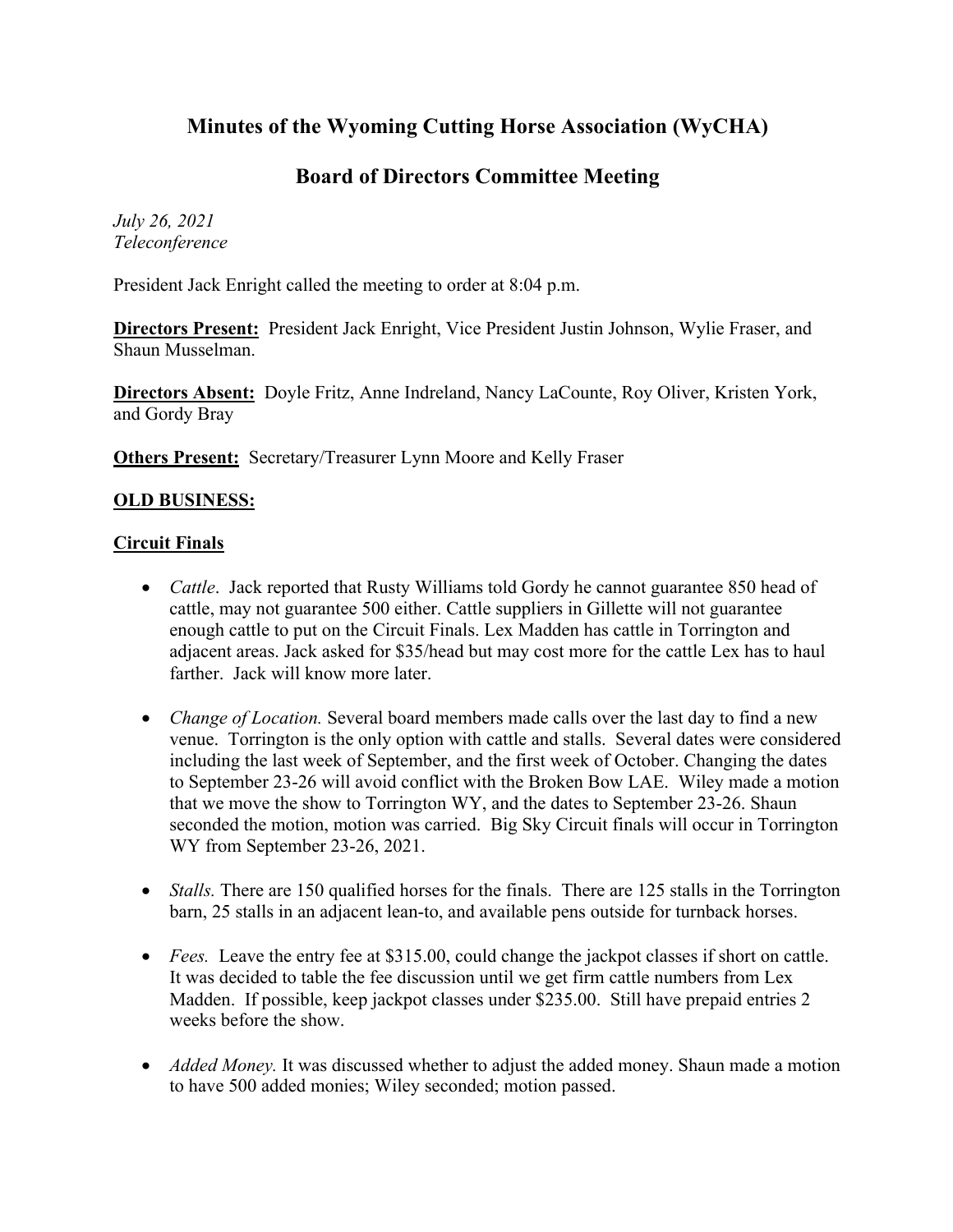# Minutes of the Wyoming Cutting Horse Association (WyCHA)

## Board of Directors Committee Meeting

*July 26, 2021*
*Teleconference*

President Jack Enright called the meeting to order at 8:04 p.m.

**Directors Present:** President Jack Enright, Vice President Justin Johnson, Wylie Fraser, and Shaun Musselman.

**Directors Absent:** Doyle Fritz, Anne Indreland, Nancy LaCounte, Roy Oliver, Kristen York, and Gordy Bray

**Others Present:** Secretary/Treasurer Lynn Moore and Kelly Fraser

**OLD BUSINESS:**

**Circuit Finals**

- *Cattle*. Jack reported that Rusty Williams told Gordy he cannot guarantee 850 head of cattle, may not guarantee 500 either. Cattle suppliers in Gillette will not guarantee enough cattle to put on the Circuit Finals. Lex Madden has cattle in Torrington and adjacent areas. Jack asked for $35/head but may cost more for the cattle Lex has to haul farther. Jack will know more later.

- *Change of Location.* Several board members made calls over the last day to find a new venue. Torrington is the only option with cattle and stalls. Several dates were considered including the last week of September, and the first week of October. Changing the dates to September 23-26 will avoid conflict with the Broken Bow LAE. Wiley made a motion that we move the show to Torrington WY, and the dates to September 23-26. Shaun seconded the motion, motion was carried. Big Sky Circuit finals will occur in Torrington WY from September 23-26, 2021.

- *Stalls.* There are 150 qualified horses for the finals. There are 125 stalls in the Torrington barn, 25 stalls in an adjacent lean-to, and available pens outside for turnback horses.

- *Fees.* Leave the entry fee at $315.00, could change the jackpot classes if short on cattle. It was decided to table the fee discussion until we get firm cattle numbers from Lex Madden. If possible, keep jackpot classes under $235.00. Still have prepaid entries 2 weeks before the show.

- *Added Money.* It was discussed whether to adjust the added money. Shaun made a motion to have 500 added monies; Wiley seconded; motion passed.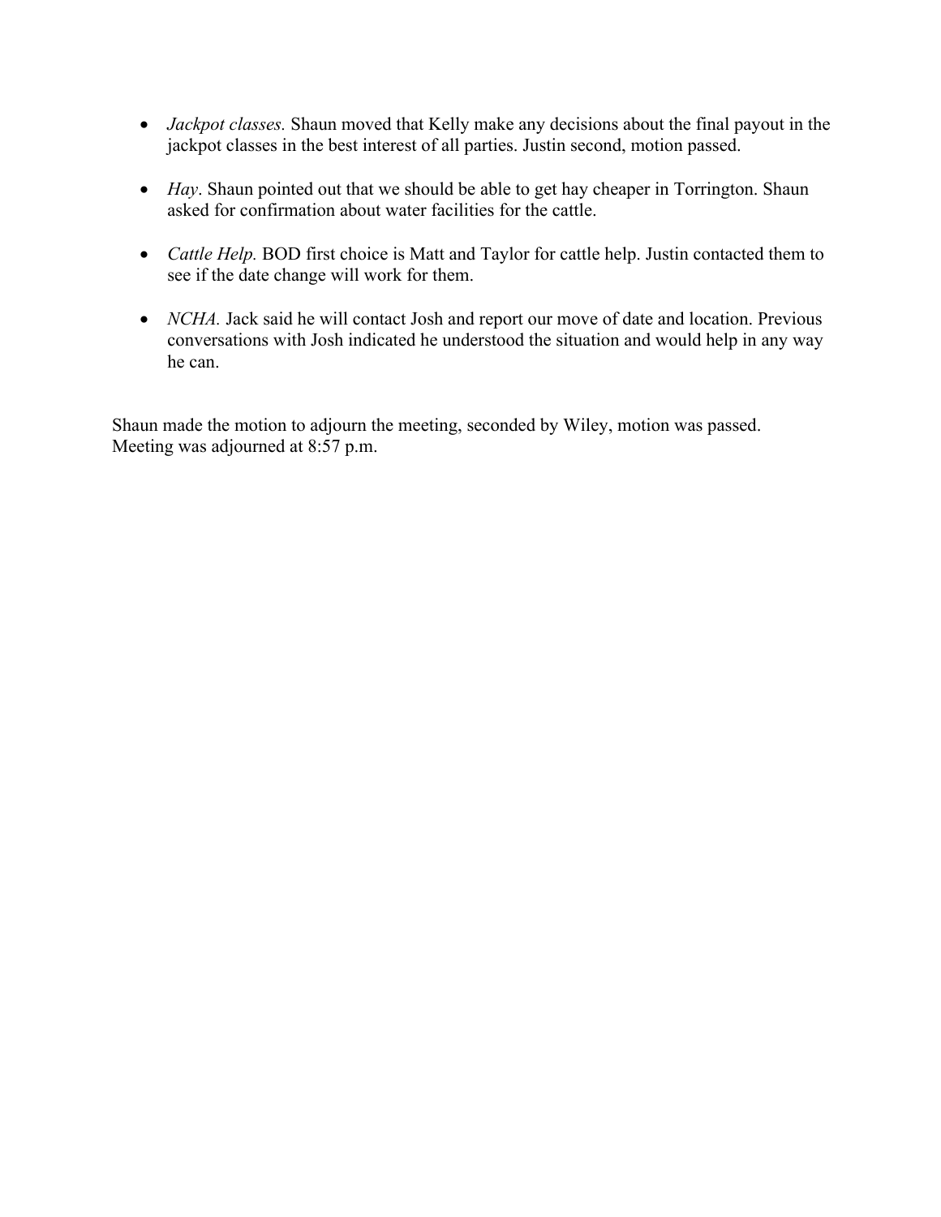- *Jackpot classes.* Shaun moved that Kelly make any decisions about the final payout in the jackpot classes in the best interest of all parties. Justin second, motion passed.
- *Hay*. Shaun pointed out that we should be able to get hay cheaper in Torrington. Shaun asked for confirmation about water facilities for the cattle.
- *Cattle Help.* BOD first choice is Matt and Taylor for cattle help. Justin contacted them to see if the date change will work for them.
- *NCHA.* Jack said he will contact Josh and report our move of date and location. Previous conversations with Josh indicated he understood the situation and would help in any way he can.

Shaun made the motion to adjourn the meeting, seconded by Wiley, motion was passed. Meeting was adjourned at 8:57 p.m.